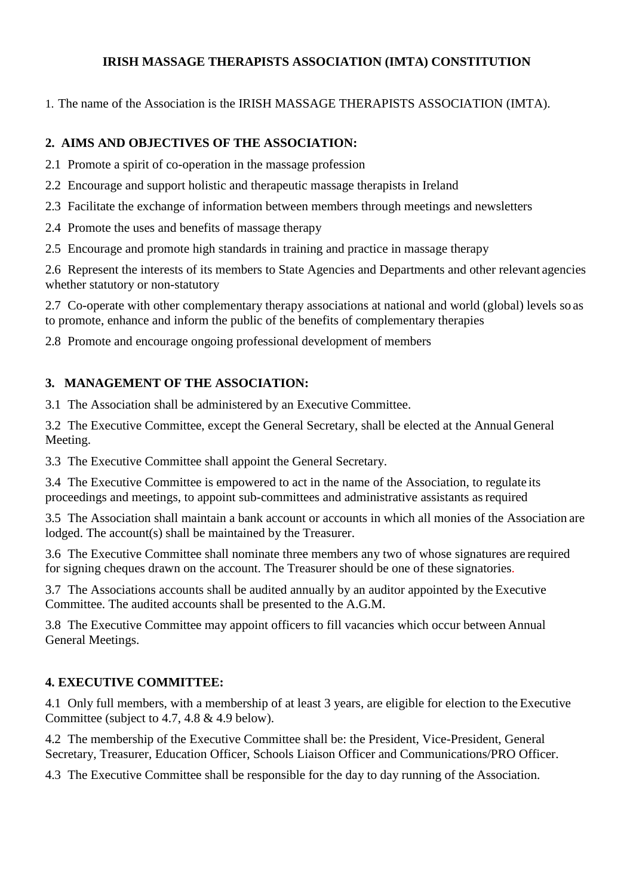# IRISH MASSAGE THERAPISTS ASSOCIATION (IMTA) CONSTITUTION

1. The name of the Association is the IRISH MASSAGE THERAPISTS ASSOCIATION (IMTA).

## 2. AIMS AND OBJECTIVES OF THE ASSOCIATION:

2.1 Promote a spirit of co-operation in the massage profession

2.2 Encourage and support holistic and therapeutic massage therapists in Ireland

2.3 Facilitate the exchange of information between members through meetings and newsletters

2.4 Promote the uses and benefits of massage therapy

2.5 Encourage and promote high standards in training and practice in massage therapy

2.6 Represent the interests of its members to State Agencies and Departments and other relevant agencies whether statutory or non-statutory

2.7 Co-operate with other complementary therapy associations at national and world (global) levels so as to promote, enhance and inform the public of the benefits of complementary therapies

2.8 Promote and encourage ongoing professional development of members

## 3. MANAGEMENT OF THE ASSOCIATION:

3.1 The Association shall be administered by an Executive Committee.

3.2 The Executive Committee, except the General Secretary, shall be elected at the Annual General Meeting.

3.3 The Executive Committee shall appoint the General Secretary.

3.4 The Executive Committee is empowered to act in the name of the Association, to regulate its proceedings and meetings, to appoint sub-committees and administrative assistants as required

3.5 The Association shall maintain a bank account or accounts in which all monies of the Association are lodged. The account(s) shall be maintained by the Treasurer.

3.6 The Executive Committee shall nominate three members any two of whose signatures are required for signing cheques drawn on the account. The Treasurer should be one of these signatories.

3.7 The Associations accounts shall be audited annually by an auditor appointed by the Executive Committee. The audited accounts shall be presented to the A.G.M.

3.8 The Executive Committee may appoint officers to fill vacancies which occur between Annual General Meetings.

## 4. EXECUTIVE COMMITTEE:

4.1 Only full members, with a membership of at least 3 years, are eligible for election to the Executive Committee (subject to 4.7, 4.8 & 4.9 below).

4.2 The membership of the Executive Committee shall be: the President, Vice-President, General Secretary, Treasurer, Education Officer, Schools Liaison Officer and Communications/PRO Officer.

4.3 The Executive Committee shall be responsible for the day to day running of the Association.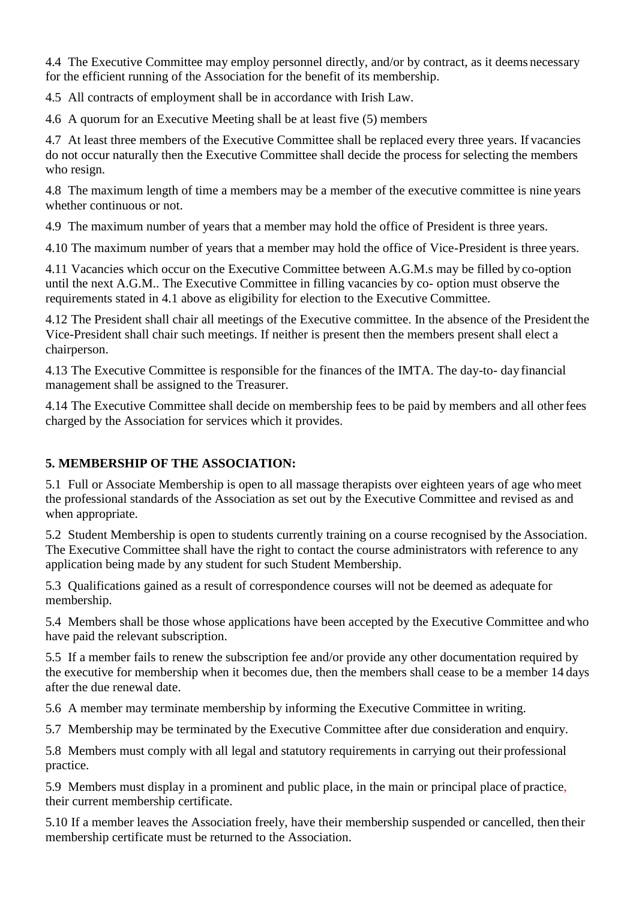4.4 The Executive Committee may employ personnel directly, and/or by contract, as it deems necessary for the efficient running of the Association for the benefit of its membership.

4.5 All contracts of employment shall be in accordance with Irish Law.

4.6 A quorum for an Executive Meeting shall be at least five (5) members

4.7 At least three members of the Executive Committee shall be replaced every three years. If vacancies do not occur naturally then the Executive Committee shall decide the process for selecting the members who resign.

4.8 The maximum length of time a members may be a member of the executive committee is nine years whether continuous or not.

4.9 The maximum number of years that a member may hold the office of President is three years.

4.10 The maximum number of years that a member may hold the office of Vice-President is three years.

4.11 Vacancies which occur on the Executive Committee between A.G.M.s may be filled by co-option until the next A.G.M.. The Executive Committee in filling vacancies by co- option must observe the requirements stated in 4.1 above as eligibility for election to the Executive Committee.

4.12 The President shall chair all meetings of the Executive committee. In the absence of the President the Vice-President shall chair such meetings. If neither is present then the members present shall elect a chairperson.

4.13 The Executive Committee is responsible for the finances of the IMTA. The day-to- day financial management shall be assigned to the Treasurer.

4.14 The Executive Committee shall decide on membership fees to be paid by members and all other fees charged by the Association for services which it provides.

## 5. MEMBERSHIP OF THE ASSOCIATION:

5.1 Full or Associate Membership is open to all massage therapists over eighteen years of age who meet the professional standards of the Association as set out by the Executive Committee and revised as and when appropriate.

5.2 Student Membership is open to students currently training on a course recognised by the Association. The Executive Committee shall have the right to contact the course administrators with reference to any application being made by any student for such Student Membership.

5.3 Qualifications gained as a result of correspondence courses will not be deemed as adequate for membership.

5.4 Members shall be those whose applications have been accepted by the Executive Committee and who have paid the relevant subscription.

5.5 If a member fails to renew the subscription fee and/or provide any other documentation required by the executive for membership when it becomes due, then the members shall cease to be a member 14 days after the due renewal date.

5.6 A member may terminate membership by informing the Executive Committee in writing.

5.7 Membership may be terminated by the Executive Committee after due consideration and enquiry.

5.8 Members must comply with all legal and statutory requirements in carrying out their professional practice.

5.9 Members must display in a prominent and public place, in the main or principal place of practice, their current membership certificate.

5.10 If a member leaves the Association freely, have their membership suspended or cancelled, then their membership certificate must be returned to the Association.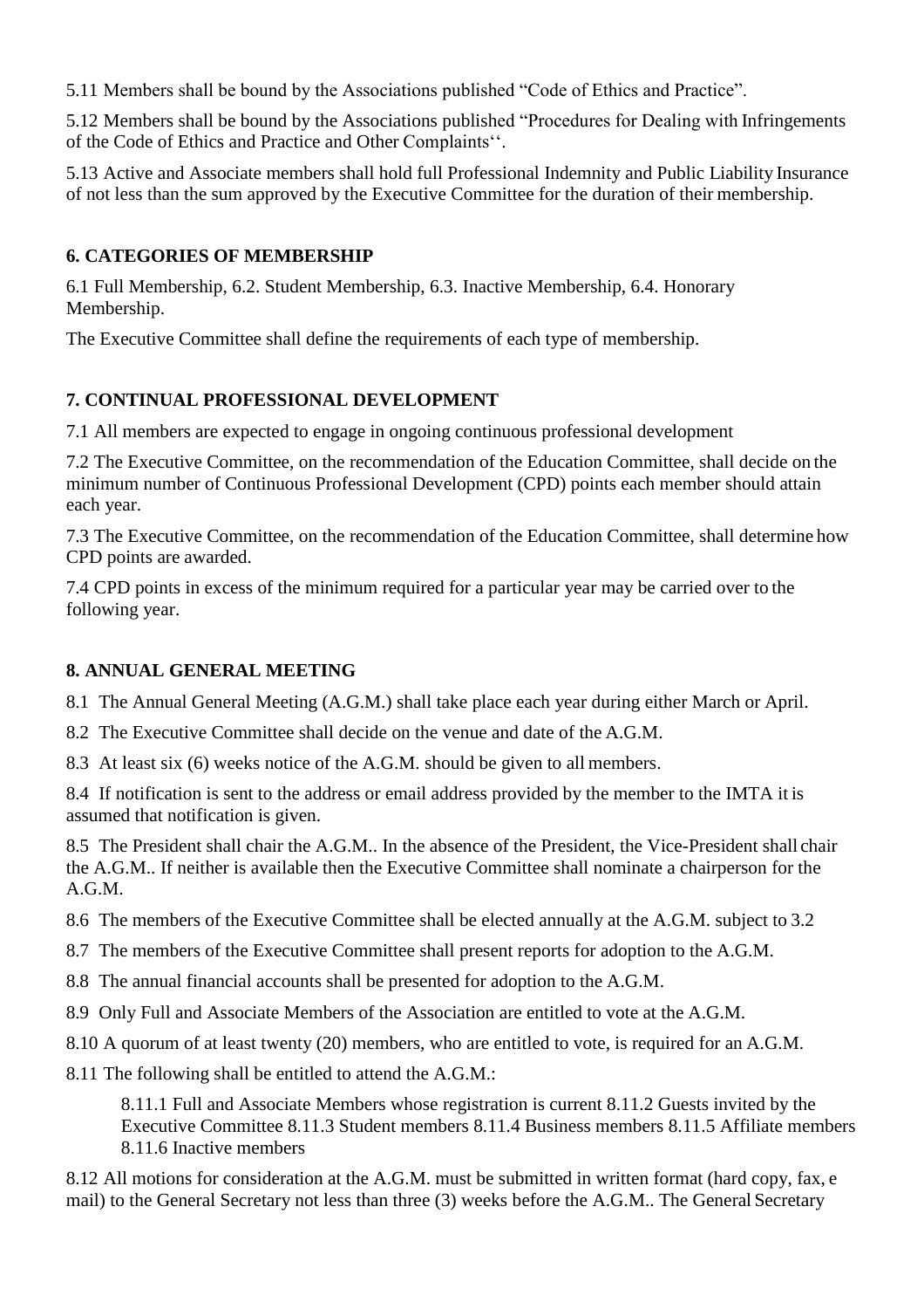5.11 Members shall be bound by the Associations published "Code of Ethics and Practice".

5.12 Members shall be bound by the Associations published "Procedures for Dealing with Infringements of the Code of Ethics and Practice and Other Complaints''.

5.13 Active and Associate members shall hold full Professional Indemnity and Public Liability Insurance of not less than the sum approved by the Executive Committee for the duration of their membership.

## 6. CATEGORIES OF MEMBERSHIP

6.1 Full Membership, 6.2. Student Membership, 6.3. Inactive Membership, 6.4. Honorary Membership.

The Executive Committee shall define the requirements of each type of membership.

## 7. CONTINUAL PROFESSIONAL DEVELOPMENT

7.1 All members are expected to engage in ongoing continuous professional development

7.2 The Executive Committee, on the recommendation of the Education Committee, shall decide on the minimum number of Continuous Professional Development (CPD) points each member should attain each year.

7.3 The Executive Committee, on the recommendation of the Education Committee, shall determine how CPD points are awarded.

7.4 CPD points in excess of the minimum required for a particular year may be carried over to the following year.

## 8. ANNUAL GENERAL MEETING

8.1 The Annual General Meeting (A.G.M.) shall take place each year during either March or April.

8.2 The Executive Committee shall decide on the venue and date of the A.G.M.

8.3 At least six (6) weeks notice of the A.G.M. should be given to all members.

8.4 If notification is sent to the address or email address provided by the member to the IMTA it is assumed that notification is given.

8.5 The President shall chair the A.G.M.. In the absence of the President, the Vice-President shall chair the A.G.M.. If neither is available then the Executive Committee shall nominate a chairperson for the A.G.M.

8.6 The members of the Executive Committee shall be elected annually at the A.G.M. subject to 3.2

8.7 The members of the Executive Committee shall present reports for adoption to the A.G.M.

8.8 The annual financial accounts shall be presented for adoption to the A.G.M.

8.9 Only Full and Associate Members of the Association are entitled to vote at the A.G.M.

8.10 A quorum of at least twenty (20) members, who are entitled to vote, is required for an A.G.M.

8.11 The following shall be entitled to attend the A.G.M.:

8.11.1 Full and Associate Members whose registration is current 8.11.2 Guests invited by the Executive Committee 8.11.3 Student members 8.11.4 Business members 8.11.5 Affiliate members 8.11.6 Inactive members

8.12 All motions for consideration at the A.G.M. must be submitted in written format (hard copy, fax, e mail) to the General Secretary not less than three (3) weeks before the A.G.M.. The General Secretary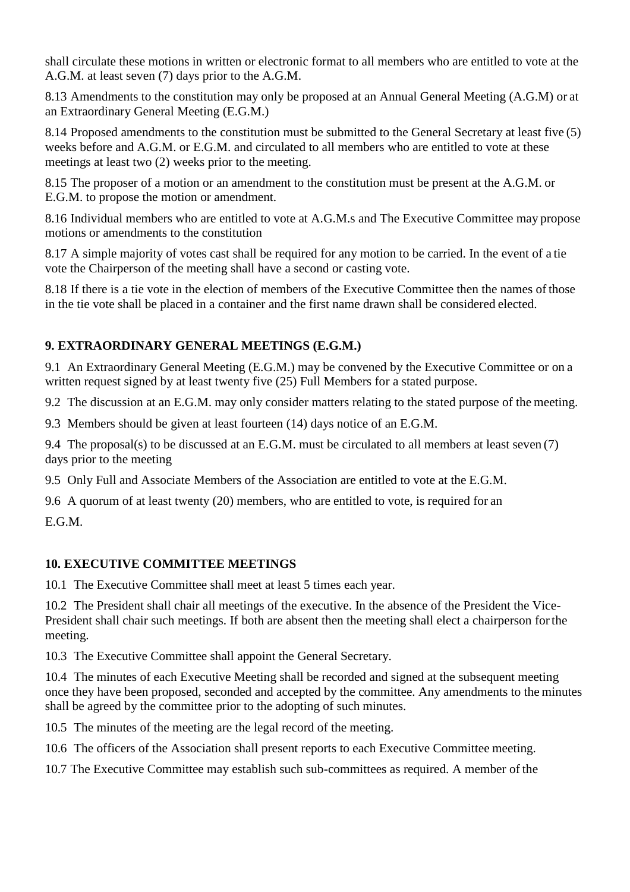shall circulate these motions in written or electronic format to all members who are entitled to vote at the A.G.M. at least seven (7) days prior to the A.G.M.

8.13 Amendments to the constitution may only be proposed at an Annual General Meeting (A.G.M) or at an Extraordinary General Meeting (E.G.M.)

8.14 Proposed amendments to the constitution must be submitted to the General Secretary at least five (5) weeks before and A.G.M. or E.G.M. and circulated to all members who are entitled to vote at these meetings at least two (2) weeks prior to the meeting.

8.15 The proposer of a motion or an amendment to the constitution must be present at the A.G.M. or E.G.M. to propose the motion or amendment.

8.16 Individual members who are entitled to vote at A.G.M.s and The Executive Committee may propose motions or amendments to the constitution

8.17 A simple majority of votes cast shall be required for any motion to be carried. In the event of a tie vote the Chairperson of the meeting shall have a second or casting vote.

8.18 If there is a tie vote in the election of members of the Executive Committee then the names of those in the tie vote shall be placed in a container and the first name drawn shall be considered elected.

## 9. EXTRAORDINARY GENERAL MEETINGS (E.G.M.)

9.1 An Extraordinary General Meeting (E.G.M.) may be convened by the Executive Committee or on a written request signed by at least twenty five (25) Full Members for a stated purpose.

9.2 The discussion at an E.G.M. may only consider matters relating to the stated purpose of the meeting.

9.3 Members should be given at least fourteen (14) days notice of an E.G.M.

9.4 The proposal(s) to be discussed at an E.G.M. must be circulated to all members at least seven (7) days prior to the meeting

9.5 Only Full and Associate Members of the Association are entitled to vote at the E.G.M.

9.6 A quorum of at least twenty (20) members, who are entitled to vote, is required for an E.G.M.

## 10. EXECUTIVE COMMITTEE MEETINGS

10.1 The Executive Committee shall meet at least 5 times each year.

10.2 The President shall chair all meetings of the executive. In the absence of the President the Vice-President shall chair such meetings. If both are absent then the meeting shall elect a chairperson for the meeting.

10.3 The Executive Committee shall appoint the General Secretary.

10.4 The minutes of each Executive Meeting shall be recorded and signed at the subsequent meeting once they have been proposed, seconded and accepted by the committee. Any amendments to the minutes shall be agreed by the committee prior to the adopting of such minutes.

10.5 The minutes of the meeting are the legal record of the meeting.

10.6 The officers of the Association shall present reports to each Executive Committee meeting.

10.7 The Executive Committee may establish such sub-committees as required. A member of the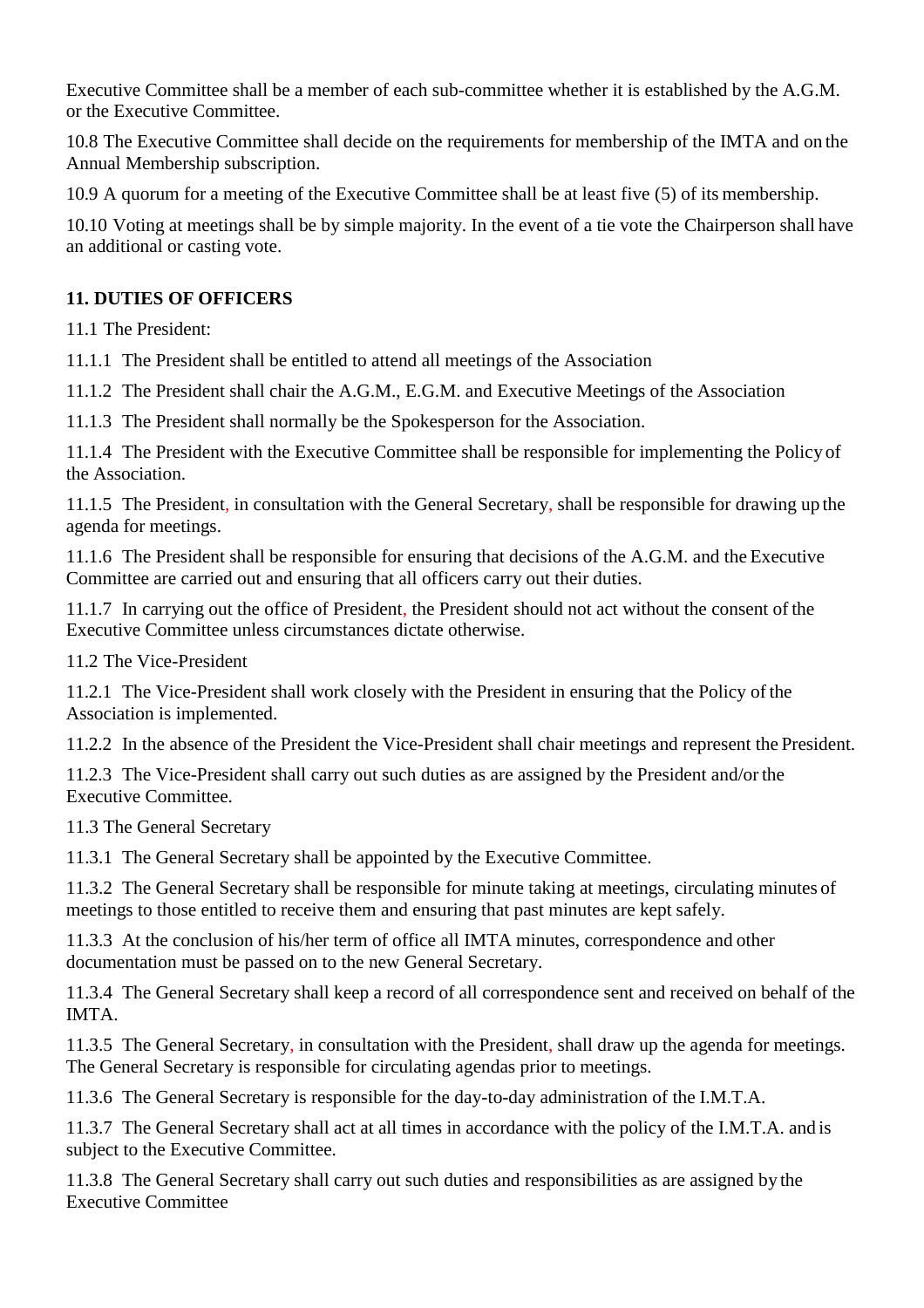Executive Committee shall be a member of each sub-committee whether it is established by the A.G.M. or the Executive Committee.

10.8 The Executive Committee shall decide on the requirements for membership of the IMTA and on the Annual Membership subscription.

10.9 A quorum for a meeting of the Executive Committee shall be at least five (5) of its membership.

10.10 Voting at meetings shall be by simple majority. In the event of a tie vote the Chairperson shall have an additional or casting vote.

## 11. DUTIES OF OFFICERS

11.1 The President:

11.1.1 The President shall be entitled to attend all meetings of the Association

11.1.2 The President shall chair the A.G.M., E.G.M. and Executive Meetings of the Association

11.1.3 The President shall normally be the Spokesperson for the Association.

11.1.4 The President with the Executive Committee shall be responsible for implementing the Policy of the Association.

11.1.5 The President, in consultation with the General Secretary, shall be responsible for drawing up the agenda for meetings.

11.1.6 The President shall be responsible for ensuring that decisions of the A.G.M. and the Executive Committee are carried out and ensuring that all officers carry out their duties.

11.1.7 In carrying out the office of President, the President should not act without the consent of the Executive Committee unless circumstances dictate otherwise.

11.2 The Vice-President

11.2.1 The Vice-President shall work closely with the President in ensuring that the Policy of the Association is implemented.

11.2.2 In the absence of the President the Vice-President shall chair meetings and represent the President.

11.2.3 The Vice-President shall carry out such duties as are assigned by the President and/or the Executive Committee.

11.3 The General Secretary

11.3.1 The General Secretary shall be appointed by the Executive Committee.

11.3.2 The General Secretary shall be responsible for minute taking at meetings, circulating minutes of meetings to those entitled to receive them and ensuring that past minutes are kept safely.

11.3.3 At the conclusion of his/her term of office all IMTA minutes, correspondence and other documentation must be passed on to the new General Secretary.

11.3.4 The General Secretary shall keep a record of all correspondence sent and received on behalf of the IMTA.

11.3.5 The General Secretary, in consultation with the President, shall draw up the agenda for meetings. The General Secretary is responsible for circulating agendas prior to meetings.

11.3.6 The General Secretary is responsible for the day-to-day administration of the I.M.T.A.

11.3.7 The General Secretary shall act at all times in accordance with the policy of the I.M.T.A. and is subject to the Executive Committee.

11.3.8 The General Secretary shall carry out such duties and responsibilities as are assigned by the Executive Committee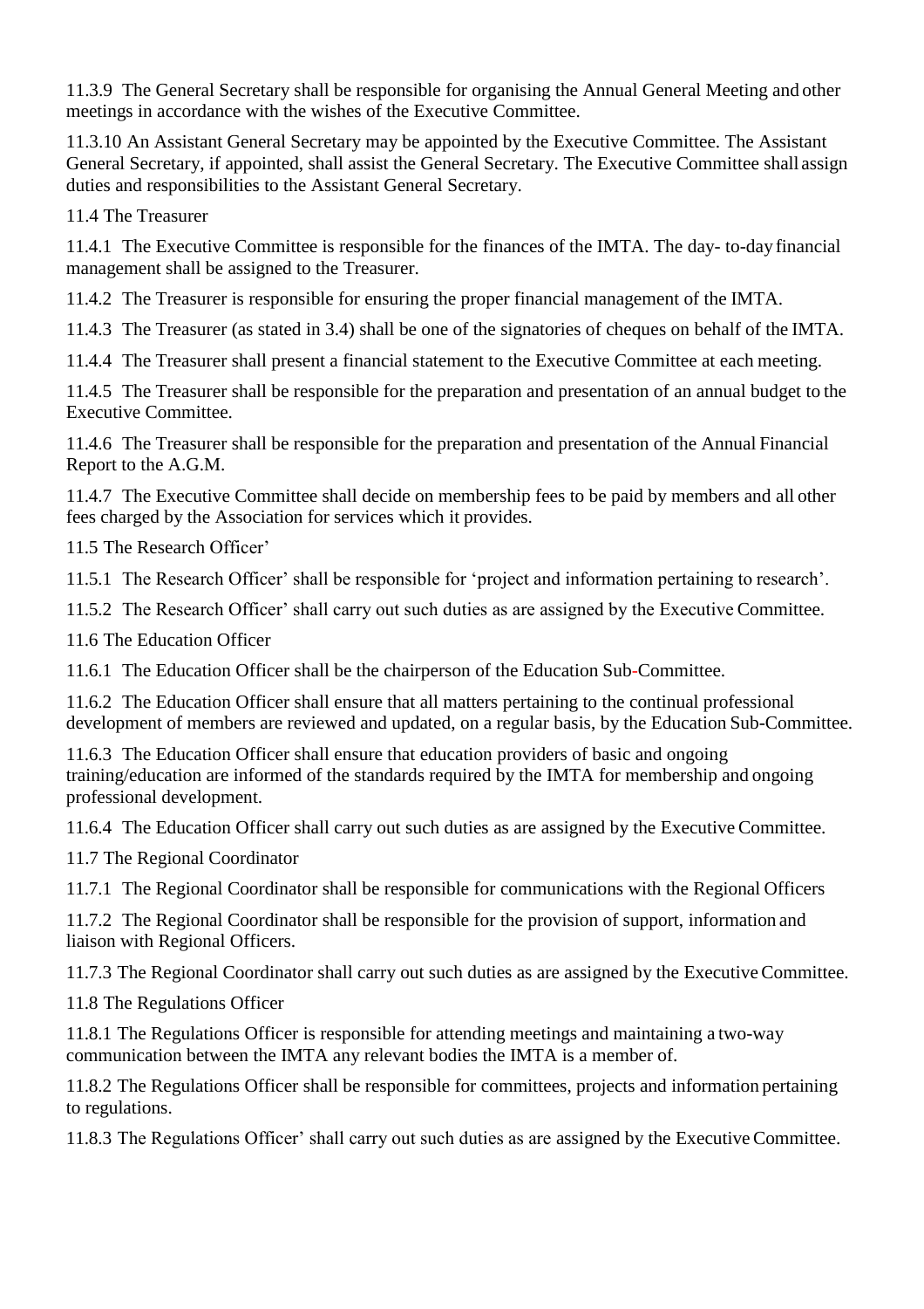11.3.9 The General Secretary shall be responsible for organising the Annual General Meeting and other meetings in accordance with the wishes of the Executive Committee.

11.3.10 An Assistant General Secretary may be appointed by the Executive Committee. The Assistant General Secretary, if appointed, shall assist the General Secretary. The Executive Committee shall assign duties and responsibilities to the Assistant General Secretary.

11.4 The Treasurer

11.4.1 The Executive Committee is responsible for the finances of the IMTA. The day- to-day financial management shall be assigned to the Treasurer.

11.4.2 The Treasurer is responsible for ensuring the proper financial management of the IMTA.

11.4.3 The Treasurer (as stated in 3.4) shall be one of the signatories of cheques on behalf of the IMTA.

11.4.4 The Treasurer shall present a financial statement to the Executive Committee at each meeting.

11.4.5 The Treasurer shall be responsible for the preparation and presentation of an annual budget to the Executive Committee.

11.4.6 The Treasurer shall be responsible for the preparation and presentation of the Annual Financial Report to the A.G.M.

11.4.7 The Executive Committee shall decide on membership fees to be paid by members and all other fees charged by the Association for services which it provides.

11.5 The Research Officer'

11.5.1 The Research Officer' shall be responsible for 'project and information pertaining to research'.

11.5.2 The Research Officer' shall carry out such duties as are assigned by the Executive Committee.

11.6 The Education Officer

11.6.1 The Education Officer shall be the chairperson of the Education Sub-Committee.

11.6.2 The Education Officer shall ensure that all matters pertaining to the continual professional development of members are reviewed and updated, on a regular basis, by the Education Sub-Committee.

11.6.3 The Education Officer shall ensure that education providers of basic and ongoing training/education are informed of the standards required by the IMTA for membership and ongoing professional development.

11.6.4 The Education Officer shall carry out such duties as are assigned by the Executive Committee.

11.7 The Regional Coordinator

11.7.1 The Regional Coordinator shall be responsible for communications with the Regional Officers

11.7.2 The Regional Coordinator shall be responsible for the provision of support, information and liaison with Regional Officers.

11.7.3 The Regional Coordinator shall carry out such duties as are assigned by the Executive Committee.

11.8 The Regulations Officer

11.8.1 The Regulations Officer is responsible for attending meetings and maintaining a two-way communication between the IMTA any relevant bodies the IMTA is a member of.

11.8.2 The Regulations Officer shall be responsible for committees, projects and information pertaining to regulations.

11.8.3 The Regulations Officer' shall carry out such duties as are assigned by the Executive Committee.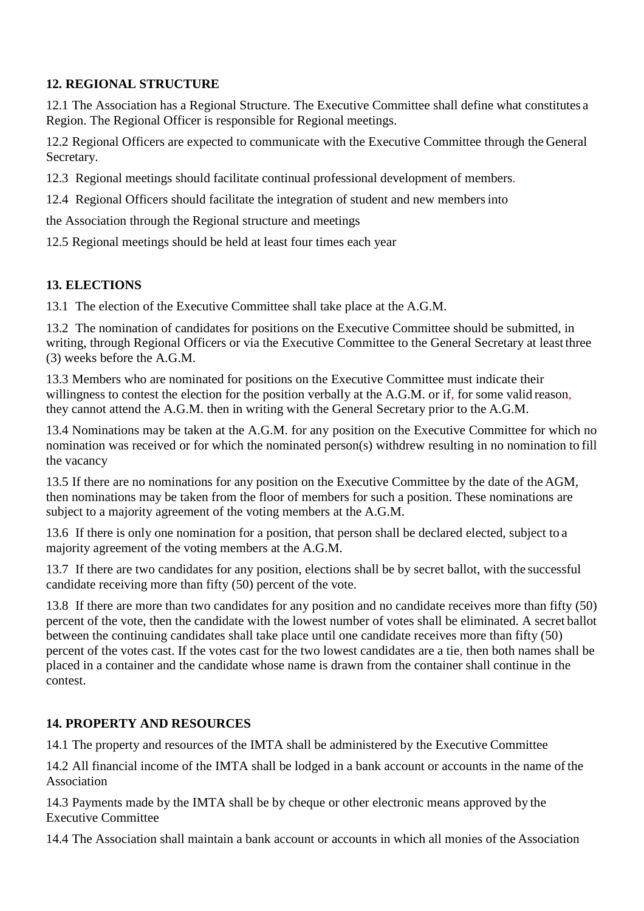**12. REGIONAL STRUCTURE**

12.1 The Association has a Regional Structure. The Executive Committee shall define what constitutes a Region. The Regional Officer is responsible for Regional meetings.

12.2 Regional Officers are expected to communicate with the Executive Committee through the General Secretary.

12.3 Regional meetings should facilitate continual professional development of members.

12.4 Regional Officers should facilitate the integration of student and new members into

the Association through the Regional structure and meetings

12.5 Regional meetings should be held at least four times each year

**13. ELECTIONS**

13.1 The election of the Executive Committee shall take place at the A.G.M.

13.2 The nomination of candidates for positions on the Executive Committee should be submitted, in writing, through Regional Officers or via the Executive Committee to the General Secretary at least three (3) weeks before the A.G.M.

13.3 Members who are nominated for positions on the Executive Committee must indicate their willingness to contest the election for the position verbally at the A.G.M. or if, for some valid reason, they cannot attend the A.G.M. then in writing with the General Secretary prior to the A.G.M.

13.4 Nominations may be taken at the A.G.M. for any position on the Executive Committee for which no nomination was received or for which the nominated person(s) withdrew resulting in no nomination to fill the vacancy

13.5 If there are no nominations for any position on the Executive Committee by the date of the AGM, then nominations may be taken from the floor of members for such a position. These nominations are subject to a majority agreement of the voting members at the A.G.M.

13.6 If there is only one nomination for a position, that person shall be declared elected, subject to a majority agreement of the voting members at the A.G.M.

13.7 If there are two candidates for any position, elections shall be by secret ballot, with the successful candidate receiving more than fifty (50) percent of the vote.

13.8 If there are more than two candidates for any position and no candidate receives more than fifty (50) percent of the vote, then the candidate with the lowest number of votes shall be eliminated. A secret ballot between the continuing candidates shall take place until one candidate receives more than fifty (50) percent of the votes cast. If the votes cast for the two lowest candidates are a tie, then both names shall be placed in a container and the candidate whose name is drawn from the container shall continue in the contest.

**14. PROPERTY AND RESOURCES**

14.1 The property and resources of the IMTA shall be administered by the Executive Committee

14.2 All financial income of the IMTA shall be lodged in a bank account or accounts in the name of the Association

14.3 Payments made by the IMTA shall be by cheque or other electronic means approved by the Executive Committee

14.4 The Association shall maintain a bank account or accounts in which all monies of the Association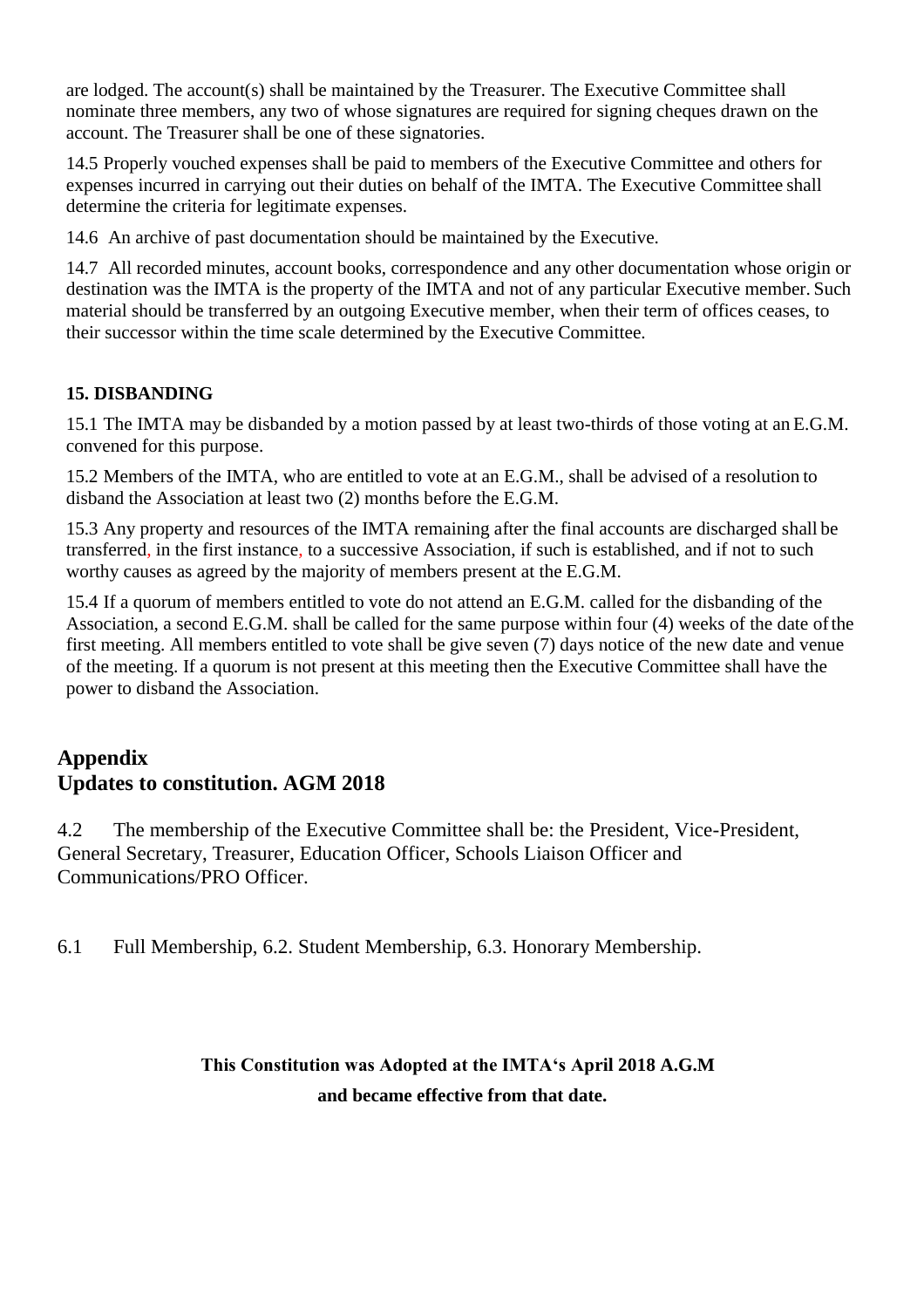are lodged. The account(s) shall be maintained by the Treasurer. The Executive Committee shall nominate three members, any two of whose signatures are required for signing cheques drawn on the account. The Treasurer shall be one of these signatories.

14.5 Properly vouched expenses shall be paid to members of the Executive Committee and others for expenses incurred in carrying out their duties on behalf of the IMTA. The Executive Committee shall determine the criteria for legitimate expenses.

14.6 An archive of past documentation should be maintained by the Executive.

14.7 All recorded minutes, account books, correspondence and any other documentation whose origin or destination was the IMTA is the property of the IMTA and not of any particular Executive member. Such material should be transferred by an outgoing Executive member, when their term of offices ceases, to their successor within the time scale determined by the Executive Committee.

**15. DISBANDING**

15.1 The IMTA may be disbanded by a motion passed by at least two-thirds of those voting at an E.G.M. convened for this purpose.

15.2 Members of the IMTA, who are entitled to vote at an E.G.M., shall be advised of a resolution to disband the Association at least two (2) months before the E.G.M.

15.3 Any property and resources of the IMTA remaining after the final accounts are discharged shall be transferred, in the first instance, to a successive Association, if such is established, and if not to such worthy causes as agreed by the majority of members present at the E.G.M.

15.4 If a quorum of members entitled to vote do not attend an E.G.M. called for the disbanding of the Association, a second E.G.M. shall be called for the same purpose within four (4) weeks of the date of the first meeting. All members entitled to vote shall be give seven (7) days notice of the new date and venue of the meeting. If a quorum is not present at this meeting then the Executive Committee shall have the power to disband the Association.

## Appendix
## Updates to constitution. AGM 2018

4.2 The membership of the Executive Committee shall be: the President, Vice-President, General Secretary, Treasurer, Education Officer, Schools Liaison Officer and Communications/PRO Officer.

6.1 Full Membership, 6.2. Student Membership, 6.3. Honorary Membership.

**This Constitution was Adopted at the IMTA's April 2018 A.G.M and became effective from that date.**